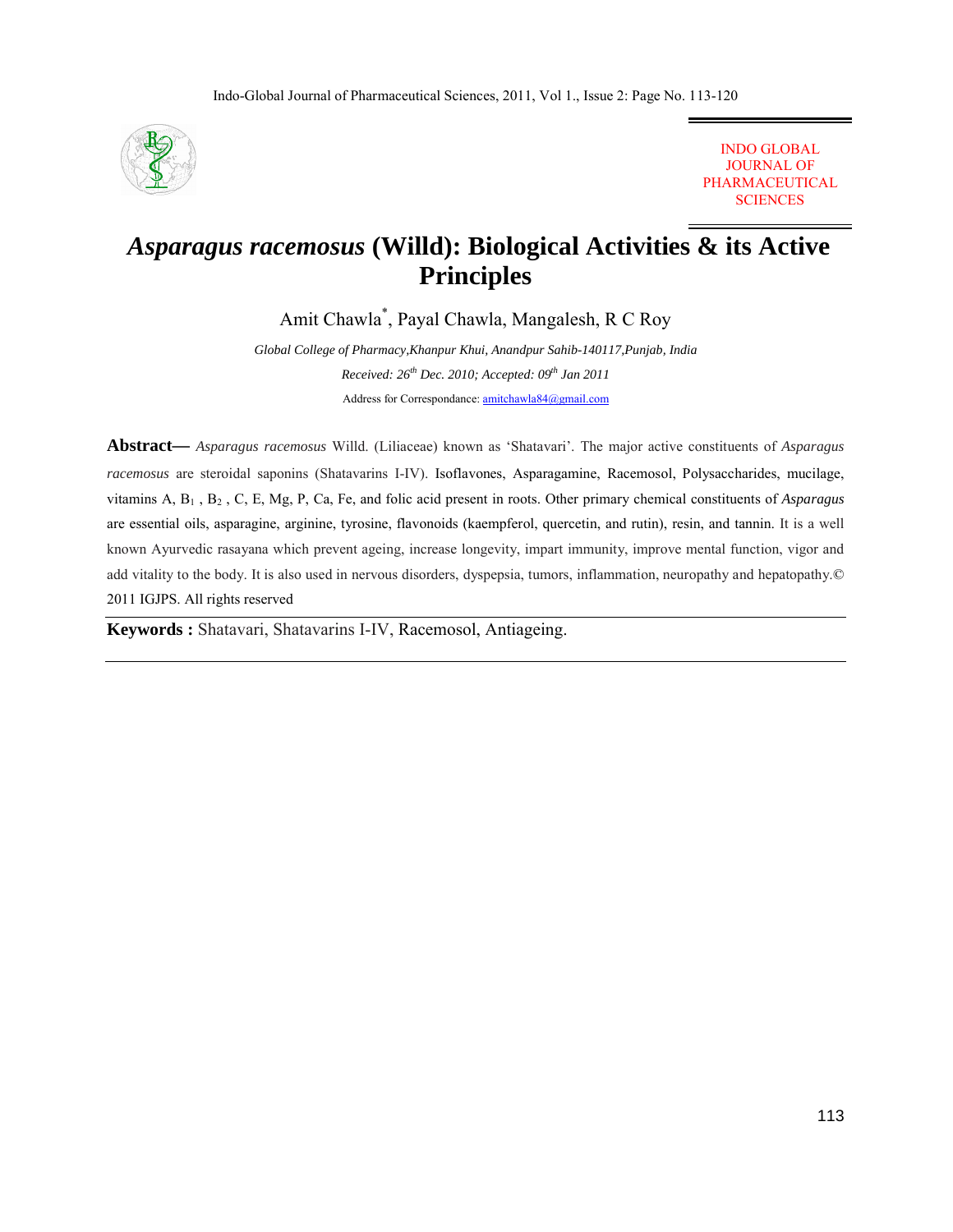INDO GLOBAL JOURNAL OF PHARMACEUTICAL SCIENCES

# *Asparagus racemosus* (Willd): Biological Activities & its Active Principles

Amit Chawla[*], Payal Chawla, Mangalesh, R C Roy

*Global College of Pharmacy,Khanpur Khui, Anandpur Sahib-140117,Punjab, India*

*Received: 26th Dec. 2010; Accepted: 09th Jan 2011*

Address for Correspondance: amitchawla84@gmail.com

**Abstract—** *Asparagus racemosus* Willd. (Liliaceae) known as 'Shatavari'. The major active constituents of *Asparagus racemosus* are steroidal saponins (Shatavarins I-IV). Isoflavones, Asparagamine, Racemosol, Polysaccharides, mucilage, vitamins A, $B_1$ , $B_2$ , C, E, Mg, P, Ca, Fe, and folic acid present in roots. Other primary chemical constituents of *Asparagus* are essential oils, asparagine, arginine, tyrosine, flavonoids (kaempferol, quercetin, and rutin), resin, and tannin. It is a well known Ayurvedic rasayana which prevent ageing, increase longevity, impart immunity, improve mental function, vigor and add vitality to the body. It is also used in nervous disorders, dyspepsia, tumors, inflammation, neuropathy and hepatopathy.© 2011 IGJPS. All rights reserved

**Keywords :** Shatavari, Shatavarins I-IV, Racemosol, Antiageing.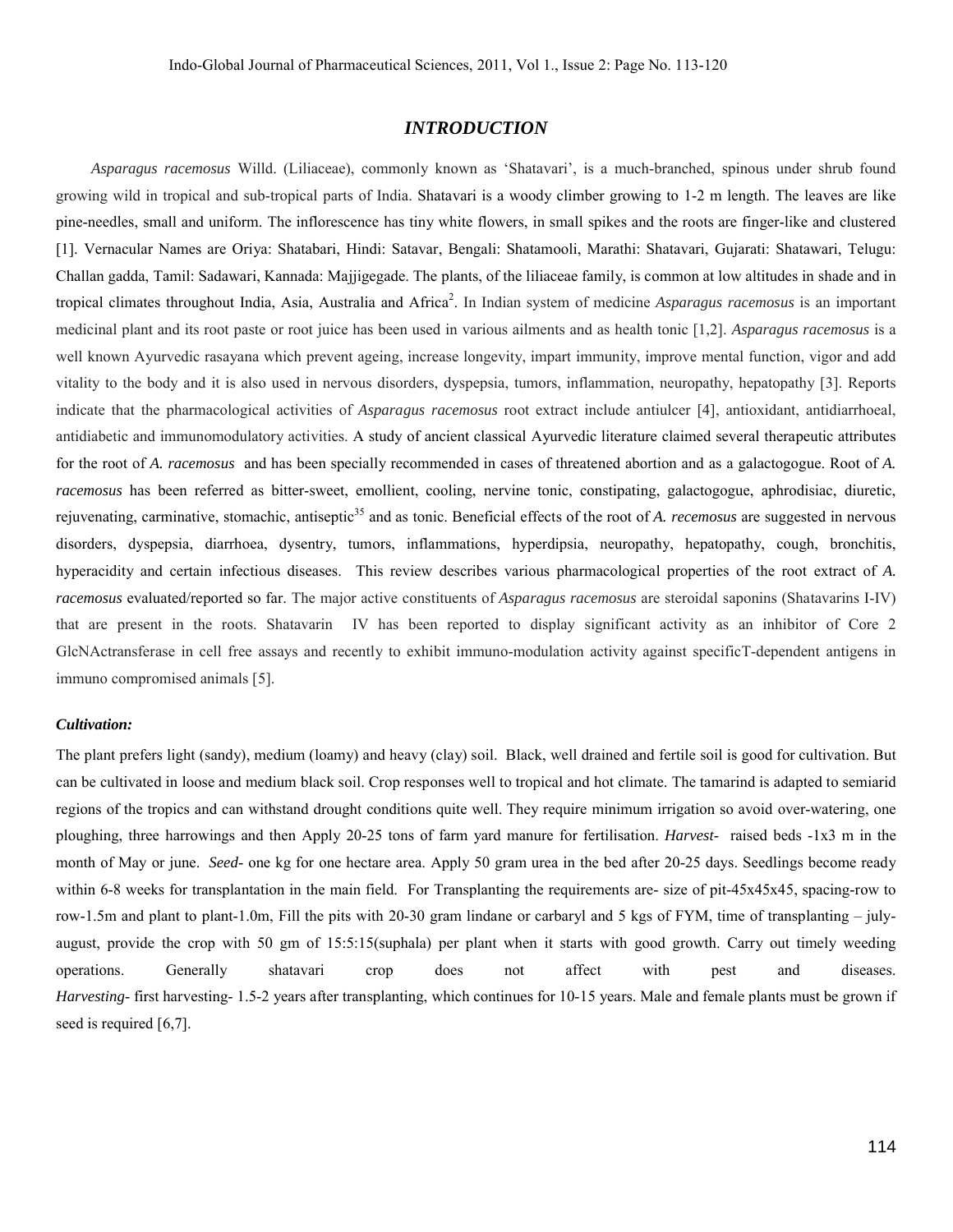## *INTRODUCTION*

*Asparagus racemosus* Willd. (Liliaceae), commonly known as 'Shatavari', is a much-branched, spinous under shrub found growing wild in tropical and sub-tropical parts of India. Shatavari is a woody climber growing to 1-2 m length. The leaves are like pine-needles, small and uniform. The inflorescence has tiny white flowers, in small spikes and the roots are finger-like and clustered [1]. Vernacular Names are Oriya: Shatabari, Hindi: Satavar, Bengali: Shatamooli, Marathi: Shatavari, Gujarati: Shatawari, Telugu: Challan gadda, Tamil: Sadawari, Kannada: Majjigegade. The plants, of the liliaceae family, is common at low altitudes in shade and in tropical climates throughout India, Asia, Australia and Africa[2]. In Indian system of medicine *Asparagus racemosus* is an important medicinal plant and its root paste or root juice has been used in various ailments and as health tonic [1,2]. *Asparagus racemosus* is a well known Ayurvedic rasayana which prevent ageing, increase longevity, impart immunity, improve mental function, vigor and add vitality to the body and it is also used in nervous disorders, dyspepsia, tumors, inflammation, neuropathy, hepatopathy [3]. Reports indicate that the pharmacological activities of *Asparagus racemosus* root extract include antiulcer [4], antioxidant, antidiarrhoeal, antidiabetic and immunomodulatory activities. A study of ancient classical Ayurvedic literature claimed several therapeutic attributes for the root of *A. racemosus* and has been specially recommended in cases of threatened abortion and as a galactogogue. Root of *A. racemosus* has been referred as bitter-sweet, emollient, cooling, nervine tonic, constipating, galactogogue, aphrodisiac, diuretic, rejuvenating, carminative, stomachic, antiseptic[35] and as tonic. Beneficial effects of the root of *A. recemosus* are suggested in nervous disorders, dyspepsia, diarrhoea, dysentry, tumors, inflammations, hyperdipsia, neuropathy, hepatopathy, cough, bronchitis, hyperacidity and certain infectious diseases. This review describes various pharmacological properties of the root extract of *A. racemosus* evaluated/reported so far. The major active constituents of *Asparagus racemosus* are steroidal saponins (Shatavarins I-IV) that are present in the roots. Shatavarin IV has been reported to display significant activity as an inhibitor of Core 2 GlcNActransferase in cell free assays and recently to exhibit immuno-modulation activity against specificT-dependent antigens in immuno compromised animals [5].

### *Cultivation:*

The plant prefers light (sandy), medium (loamy) and heavy (clay) soil. Black, well drained and fertile soil is good for cultivation. But can be cultivated in loose and medium black soil. Crop responses well to tropical and hot climate. The tamarind is adapted to semiarid regions of the tropics and can withstand drought conditions quite well. They require minimum irrigation so avoid over-watering, one ploughing, three harrowings and then Apply 20-25 tons of farm yard manure for fertilisation. *Harvest-* raised beds -1x3 m in the month of May or june. *Seed-* one kg for one hectare area. Apply 50 gram urea in the bed after 20-25 days. Seedlings become ready within 6-8 weeks for transplantation in the main field. For Transplanting the requirements are- size of pit-45x45x45, spacing-row to row-1.5m and plant to plant-1.0m, Fill the pits with 20-30 gram lindane or carbaryl and 5 kgs of FYM, time of transplanting – july-august, provide the crop with 50 gm of 15:5:15(suphala) per plant when it starts with good growth. Carry out timely weeding operations. Generally shatavari crop does not affect with pest and diseases. *Harvesting-* first harvesting- 1.5-2 years after transplanting, which continues for 10-15 years. Male and female plants must be grown if seed is required [6,7].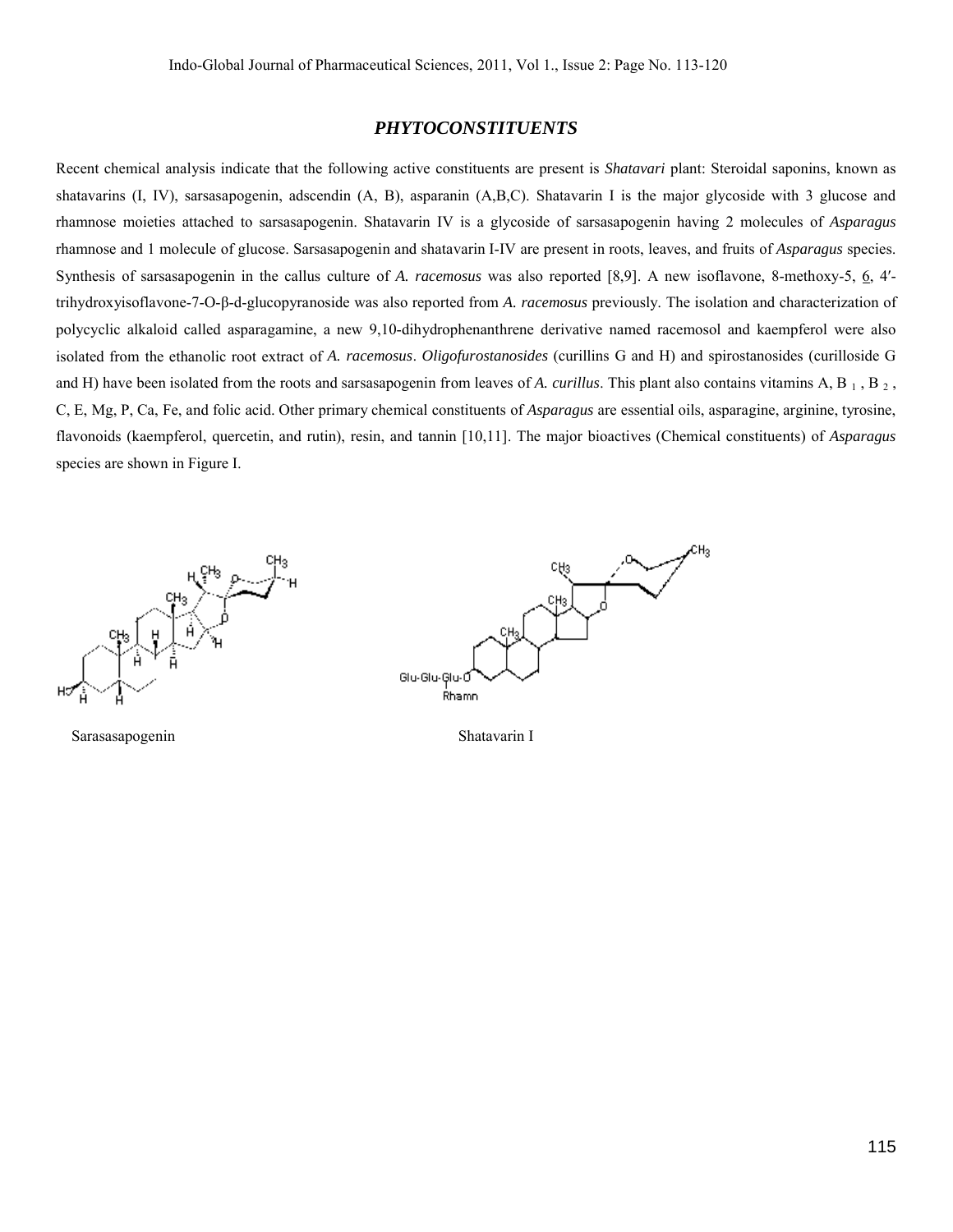## *PHYTOCONSTITUENTS*

Recent chemical analysis indicate that the following active constituents are present is *Shatavari* plant: Steroidal saponins, known as shatavarins (I, IV), sarsasapogenin, adscendin (A, B), asparanin (A,B,C). Shatavarin I is the major glycoside with 3 glucose and rhamnose moieties attached to sarsasapogenin. Shatavarin IV is a glycoside of sarsasapogenin having 2 molecules of *Asparagus* rhamnose and 1 molecule of glucose. Sarsasapogenin and shatavarin I-IV are present in roots, leaves, and fruits of *Asparagus* species. Synthesis of sarsasapogenin in the callus culture of *A. racemosus* was also reported [8,9]. A new isoflavone, 8-methoxy-5, 6, 4′-trihydroxyisoflavone-7-O-β-d-glucopyranoside was also reported from *A. racemosus* previously. The isolation and characterization of polycyclic alkaloid called asparagamine, a new 9,10-dihydrophenanthrene derivative named racemosol and kaempferol were also isolated from the ethanolic root extract of *A. racemosus*. *Oligofurostanosides* (curillins G and H) and spirostanosides (curilloside G and H) have been isolated from the roots and sarsasapogenin from leaves of *A. curillus*. This plant also contains vitamins A, $B_1$, $B_2$, C, E, Mg, P, Ca, Fe, and folic acid. Other primary chemical constituents of *Asparagus* are essential oils, asparagine, arginine, tyrosine, flavonoids (kaempferol, quercetin, and rutin), resin, and tannin [10,11]. The major bioactives (Chemical constituents) of *Asparagus* species are shown in Figure I.

Sarasasapogenin

Shatavarin I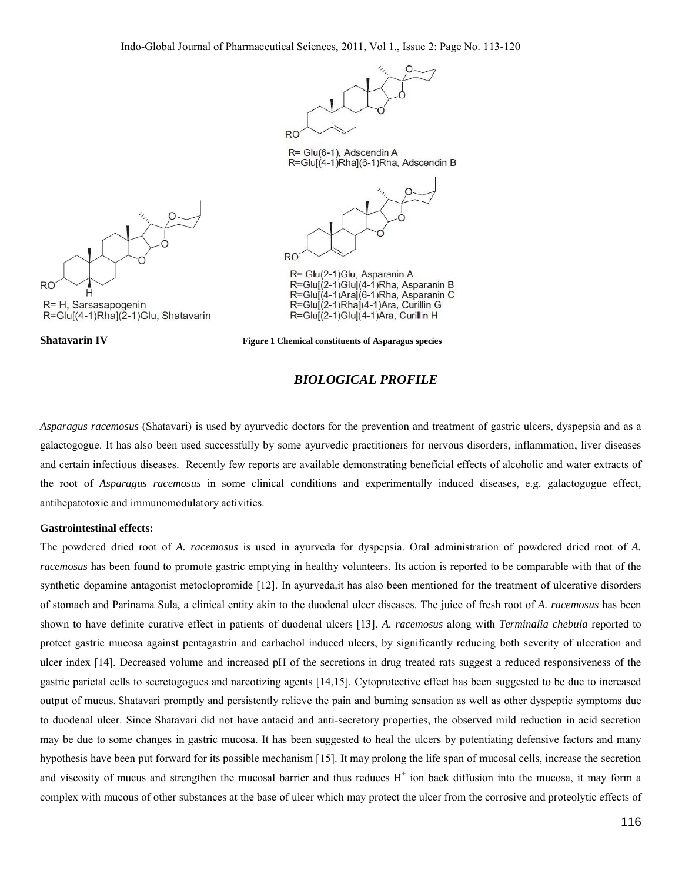R= Glu(6-1), Adscendin A
R=Glu[(4-1)Rha](6-1)Rha, Adscendin B

R= H, Sarsasapogenin
R=Glu[(4-1)Rha](2-1)Glu, Shatavarin

R= Glu(2-1)Glu, Asparanin A
R=Glu[(2-1)Glu](4-1)Rha, Asparanin B
R=Glu[(4-1)Ara](6-1)Rha, Asparanin C
R=Glu[(2-1)Rha](4-1)Ara, Curillin G
R=Glu[(2-1)Glu](4-1)Ara, Curillin H

**Shatavarin IV**

**Figure 1 Chemical constituents of Asparagus species**

## *BIOLOGICAL PROFILE*

*Asparagus racemosus* (Shatavari) is used by ayurvedic doctors for the prevention and treatment of gastric ulcers, dyspepsia and as a galactogogue. It has also been used successfully by some ayurvedic practitioners for nervous disorders, inflammation, liver diseases and certain infectious diseases. Recently few reports are available demonstrating beneficial effects of alcoholic and water extracts of the root of *Asparagus racemosus* in some clinical conditions and experimentally induced diseases, e.g. galactogogue effect, antihepatotoxic and immunomodulatory activities.

**Gastrointestinal effects:**

The powdered dried root of *A. racemosus* is used in ayurveda for dyspepsia. Oral administration of powdered dried root of *A. racemosus* has been found to promote gastric emptying in healthy volunteers. Its action is reported to be comparable with that of the synthetic dopamine antagonist metoclopromide [12]. In ayurveda,it has also been mentioned for the treatment of ulcerative disorders of stomach and Parinama Sula, a clinical entity akin to the duodenal ulcer diseases. The juice of fresh root of *A. racemosus* has been shown to have definite curative effect in patients of duodenal ulcers [13]. *A. racemosus* along with *Terminalia chebula* reported to protect gastric mucosa against pentagastrin and carbachol induced ulcers, by significantly reducing both severity of ulceration and ulcer index [14]. Decreased volume and increased pH of the secretions in drug treated rats suggest a reduced responsiveness of the gastric parietal cells to secretogogues and narcotizing agents [14,15]. Cytoprotective effect has been suggested to be due to increased output of mucus. Shatavari promptly and persistently relieve the pain and burning sensation as well as other dyspeptic symptoms due to duodenal ulcer. Since Shatavari did not have antacid and anti-secretory properties, the observed mild reduction in acid secretion may be due to some changes in gastric mucosa. It has been suggested to heal the ulcers by potentiating defensive factors and many hypothesis have been put forward for its possible mechanism [15]. It may prolong the life span of mucosal cells, increase the secretion and viscosity of mucus and strengthen the mucosal barrier and thus reduces $H^+$ ion back diffusion into the mucosa, it may form a complex with mucous of other substances at the base of ulcer which may protect the ulcer from the corrosive and proteolytic effects of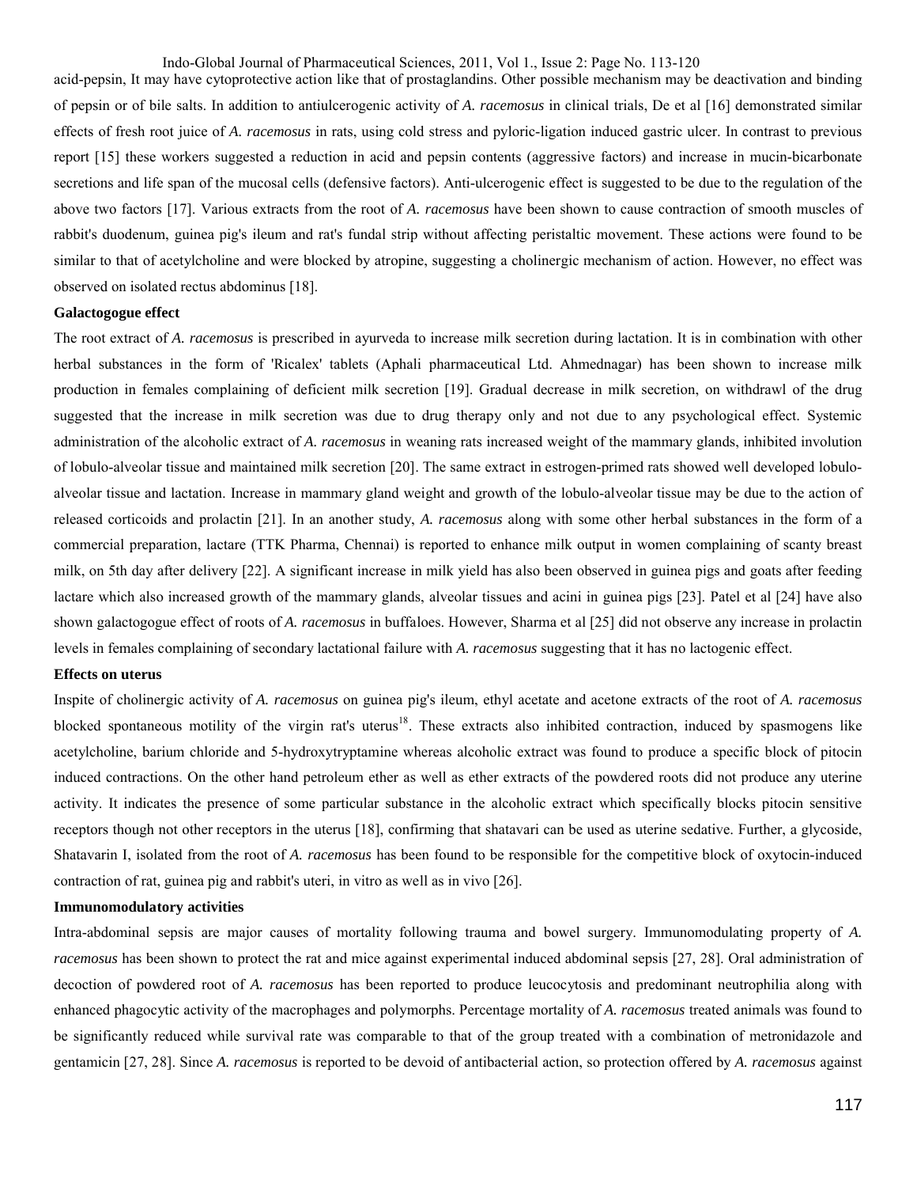acid-pepsin, It may have cytoprotective action like that of prostaglandins. Other possible mechanism may be deactivation and binding of pepsin or of bile salts. In addition to antiulcerogenic activity of *A. racemosus* in clinical trials, De et al [16] demonstrated similar effects of fresh root juice of *A. racemosus* in rats, using cold stress and pyloric-ligation induced gastric ulcer. In contrast to previous report [15] these workers suggested a reduction in acid and pepsin contents (aggressive factors) and increase in mucin-bicarbonate secretions and life span of the mucosal cells (defensive factors). Anti-ulcerogenic effect is suggested to be due to the regulation of the above two factors [17]. Various extracts from the root of *A. racemosus* have been shown to cause contraction of smooth muscles of rabbit's duodenum, guinea pig's ileum and rat's fundal strip without affecting peristaltic movement. These actions were found to be similar to that of acetylcholine and were blocked by atropine, suggesting a cholinergic mechanism of action. However, no effect was observed on isolated rectus abdominus [18].

**Galactogogue effect**

The root extract of *A. racemosus* is prescribed in ayurveda to increase milk secretion during lactation. It is in combination with other herbal substances in the form of 'Ricalex' tablets (Aphali pharmaceutical Ltd. Ahmednagar) has been shown to increase milk production in females complaining of deficient milk secretion [19]. Gradual decrease in milk secretion, on withdrawl of the drug suggested that the increase in milk secretion was due to drug therapy only and not due to any psychological effect. Systemic administration of the alcoholic extract of *A. racemosus* in weaning rats increased weight of the mammary glands, inhibited involution of lobulo-alveolar tissue and maintained milk secretion [20]. The same extract in estrogen-primed rats showed well developed lobulo-alveolar tissue and lactation. Increase in mammary gland weight and growth of the lobulo-alveolar tissue may be due to the action of released corticoids and prolactin [21]. In an another study, *A. racemosus* along with some other herbal substances in the form of a commercial preparation, lactare (TTK Pharma, Chennai) is reported to enhance milk output in women complaining of scanty breast milk, on 5th day after delivery [22]. A significant increase in milk yield has also been observed in guinea pigs and goats after feeding lactare which also increased growth of the mammary glands, alveolar tissues and acini in guinea pigs [23]. Patel et al [24] have also shown galactogogue effect of roots of *A. racemosus* in buffaloes. However, Sharma et al [25] did not observe any increase in prolactin levels in females complaining of secondary lactational failure with *A. racemosus* suggesting that it has no lactogenic effect.

**Effects on uterus**

Inspite of cholinergic activity of *A. racemosus* on guinea pig's ileum, ethyl acetate and acetone extracts of the root of *A. racemosus* blocked spontaneous motility of the virgin rat's uterus[18]. These extracts also inhibited contraction, induced by spasmogens like acetylcholine, barium chloride and 5-hydroxytryptamine whereas alcoholic extract was found to produce a specific block of pitocin induced contractions. On the other hand petroleum ether as well as ether extracts of the powdered roots did not produce any uterine activity. It indicates the presence of some particular substance in the alcoholic extract which specifically blocks pitocin sensitive receptors though not other receptors in the uterus [18], confirming that shatavari can be used as uterine sedative. Further, a glycoside, Shatavarin I, isolated from the root of *A. racemosus* has been found to be responsible for the competitive block of oxytocin-induced contraction of rat, guinea pig and rabbit's uteri, in vitro as well as in vivo [26].

**Immunomodulatory activities**

Intra-abdominal sepsis are major causes of mortality following trauma and bowel surgery. Immunomodulating property of *A. racemosus* has been shown to protect the rat and mice against experimental induced abdominal sepsis [27, 28]. Oral administration of decoction of powdered root of *A. racemosus* has been reported to produce leucocytosis and predominant neutrophilia along with enhanced phagocytic activity of the macrophages and polymorphs. Percentage mortality of *A. racemosus* treated animals was found to be significantly reduced while survival rate was comparable to that of the group treated with a combination of metronidazole and gentamicin [27, 28]. Since *A. racemosus* is reported to be devoid of antibacterial action, so protection offered by *A. racemosus* against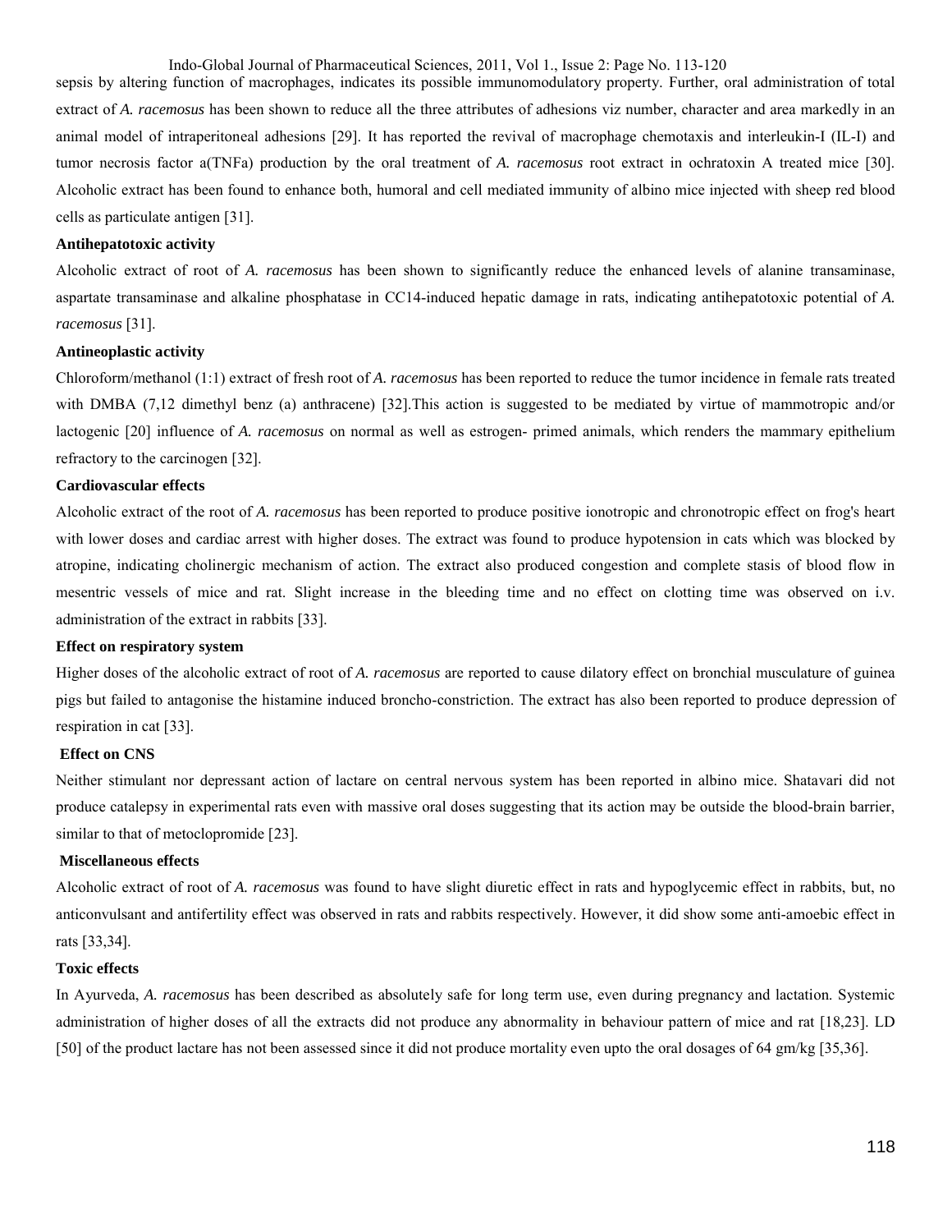sepsis by altering function of macrophages, indicates its possible immunomodulatory property. Further, oral administration of total extract of *A. racemosus* has been shown to reduce all the three attributes of adhesions viz number, character and area markedly in an animal model of intraperitoneal adhesions [29]. It has reported the revival of macrophage chemotaxis and interleukin-I (IL-I) and tumor necrosis factor a(TNFa) production by the oral treatment of *A. racemosus* root extract in ochratoxin A treated mice [30]. Alcoholic extract has been found to enhance both, humoral and cell mediated immunity of albino mice injected with sheep red blood cells as particulate antigen [31].

**Antihepatotoxic activity**

Alcoholic extract of root of *A. racemosus* has been shown to significantly reduce the enhanced levels of alanine transaminase, aspartate transaminase and alkaline phosphatase in CC14-induced hepatic damage in rats, indicating antihepatotoxic potential of *A. racemosus* [31].

**Antineoplastic activity**

Chloroform/methanol (1:1) extract of fresh root of *A. racemosus* has been reported to reduce the tumor incidence in female rats treated with DMBA (7,12 dimethyl benz (a) anthracene) [32].This action is suggested to be mediated by virtue of mammotropic and/or lactogenic [20] influence of *A. racemosus* on normal as well as estrogen- primed animals, which renders the mammary epithelium refractory to the carcinogen [32].

**Cardiovascular effects**

Alcoholic extract of the root of *A. racemosus* has been reported to produce positive ionotropic and chronotropic effect on frog's heart with lower doses and cardiac arrest with higher doses. The extract was found to produce hypotension in cats which was blocked by atropine, indicating cholinergic mechanism of action. The extract also produced congestion and complete stasis of blood flow in mesentric vessels of mice and rat. Slight increase in the bleeding time and no effect on clotting time was observed on i.v. administration of the extract in rabbits [33].

**Effect on respiratory system**

Higher doses of the alcoholic extract of root of *A. racemosus* are reported to cause dilatory effect on bronchial musculature of guinea pigs but failed to antagonise the histamine induced broncho-constriction. The extract has also been reported to produce depression of respiration in cat [33].

**Effect on CNS**

Neither stimulant nor depressant action of lactare on central nervous system has been reported in albino mice. Shatavari did not produce catalepsy in experimental rats even with massive oral doses suggesting that its action may be outside the blood-brain barrier, similar to that of metoclopromide [23].

**Miscellaneous effects**

Alcoholic extract of root of *A. racemosus* was found to have slight diuretic effect in rats and hypoglycemic effect in rabbits, but, no anticonvulsant and antifertility effect was observed in rats and rabbits respectively. However, it did show some anti-amoebic effect in rats [33,34].

**Toxic effects**

In Ayurveda, *A. racemosus* has been described as absolutely safe for long term use, even during pregnancy and lactation. Systemic administration of higher doses of all the extracts did not produce any abnormality in behaviour pattern of mice and rat [18,23]. LD [50] of the product lactare has not been assessed since it did not produce mortality even upto the oral dosages of 64 gm/kg [35,36].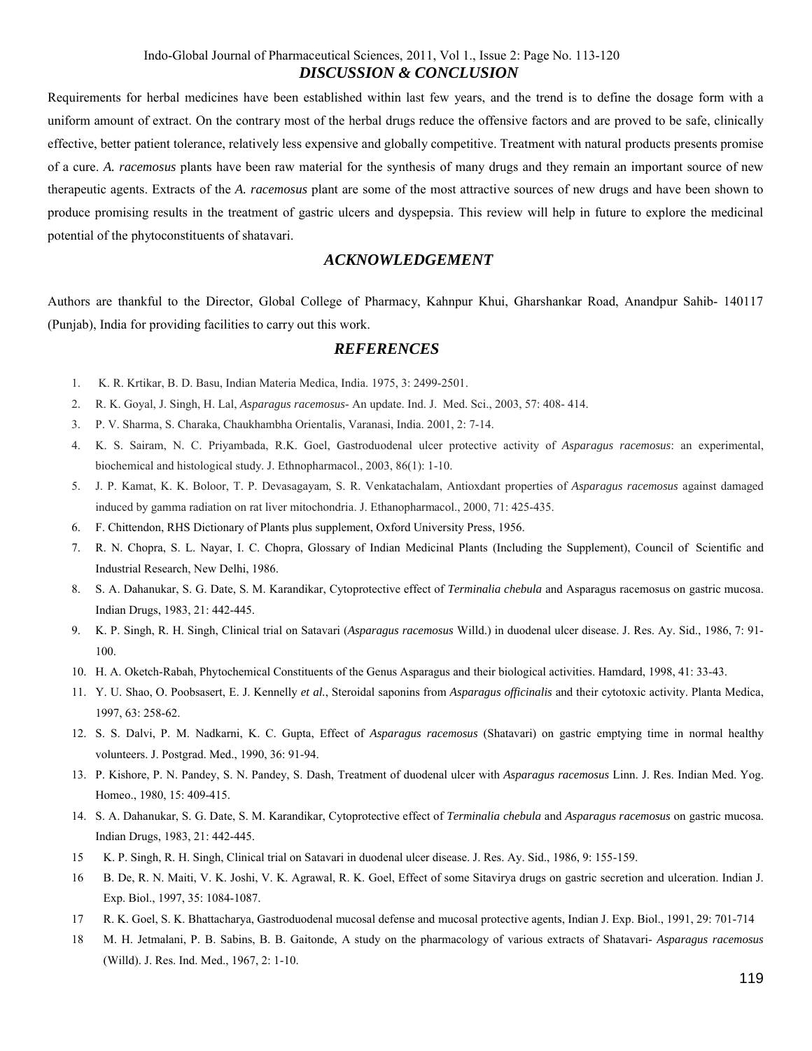## *DISCUSSION & CONCLUSION*

Requirements for herbal medicines have been established within last few years, and the trend is to define the dosage form with a uniform amount of extract. On the contrary most of the herbal drugs reduce the offensive factors and are proved to be safe, clinically effective, better patient tolerance, relatively less expensive and globally competitive. Treatment with natural products presents promise of a cure. *A. racemosus* plants have been raw material for the synthesis of many drugs and they remain an important source of new therapeutic agents. Extracts of the *A. racemosus* plant are some of the most attractive sources of new drugs and have been shown to produce promising results in the treatment of gastric ulcers and dyspepsia. This review will help in future to explore the medicinal potential of the phytoconstituents of shatavari.

## *ACKNOWLEDGEMENT*

Authors are thankful to the Director, Global College of Pharmacy, Kahnpur Khui, Gharshankar Road, Anandpur Sahib- 140117 (Punjab), India for providing facilities to carry out this work.

## *REFERENCES*

1. K. R. Krtikar, B. D. Basu, Indian Materia Medica, India. 1975, 3: 2499-2501.
2. R. K. Goyal, J. Singh, H. Lal, *Asparagus racemosus*- An update. Ind. J. Med. Sci., 2003, 57: 408- 414.
3. P. V. Sharma, S. Charaka, Chaukhambha Orientalis, Varanasi, India. 2001, 2: 7-14.
4. K. S. Sairam, N. C. Priyambada, R.K. Goel, Gastroduodenal ulcer protective activity of *Asparagus racemosus*: an experimental, biochemical and histological study. J. Ethnopharmacol., 2003, 86(1): 1-10.
5. J. P. Kamat, K. K. Boloor, T. P. Devasagayam, S. R. Venkatachalam, Antioxdant properties of *Asparagus racemosus* against damaged induced by gamma radiation on rat liver mitochondria. J. Ethanopharmacol., 2000, 71: 425-435.
6. F. Chittendon, RHS Dictionary of Plants plus supplement, Oxford University Press, 1956.
7. R. N. Chopra, S. L. Nayar, I. C. Chopra, Glossary of Indian Medicinal Plants (Including the Supplement), Council of Scientific and Industrial Research, New Delhi, 1986.
8. S. A. Dahanukar, S. G. Date, S. M. Karandikar, Cytoprotective effect of *Terminalia chebula* and Asparagus racemosus on gastric mucosa. Indian Drugs, 1983, 21: 442-445.
9. K. P. Singh, R. H. Singh, Clinical trial on Satavari (*Asparagus racemosus* Willd.) in duodenal ulcer disease. J. Res. Ay. Sid., 1986, 7: 91-100.
10. H. A. Oketch-Rabah, Phytochemical Constituents of the Genus Asparagus and their biological activities. Hamdard, 1998, 41: 33-43.
11. Y. U. Shao, O. Poobsasert, E. J. Kennelly *et al.*, Steroidal saponins from *Asparagus officinalis* and their cytotoxic activity. Planta Medica, 1997, 63: 258-62.
12. S. S. Dalvi, P. M. Nadkarni, K. C. Gupta, Effect of *Asparagus racemosus* (Shatavari) on gastric emptying time in normal healthy volunteers. J. Postgrad. Med., 1990, 36: 91-94.
13. P. Kishore, P. N. Pandey, S. N. Pandey, S. Dash, Treatment of duodenal ulcer with *Asparagus racemosus* Linn. J. Res. Indian Med. Yog. Homeo., 1980, 15: 409-415.
14. S. A. Dahanukar, S. G. Date, S. M. Karandikar, Cytoprotective effect of *Terminalia chebula* and *Asparagus racemosus* on gastric mucosa. Indian Drugs, 1983, 21: 442-445.
15. K. P. Singh, R. H. Singh, Clinical trial on Satavari in duodenal ulcer disease. J. Res. Ay. Sid., 1986, 9: 155-159.
16. B. De, R. N. Maiti, V. K. Joshi, V. K. Agrawal, R. K. Goel, Effect of some Sitavirya drugs on gastric secretion and ulceration. Indian J. Exp. Biol., 1997, 35: 1084-1087.
17. R. K. Goel, S. K. Bhattacharya, Gastroduodenal mucosal defense and mucosal protective agents, Indian J. Exp. Biol., 1991, 29: 701-714
18. M. H. Jetmalani, P. B. Sabins, B. B. Gaitonde, A study on the pharmacology of various extracts of Shatavari- *Asparagus racemosus* (Willd). J. Res. Ind. Med., 1967, 2: 1-10.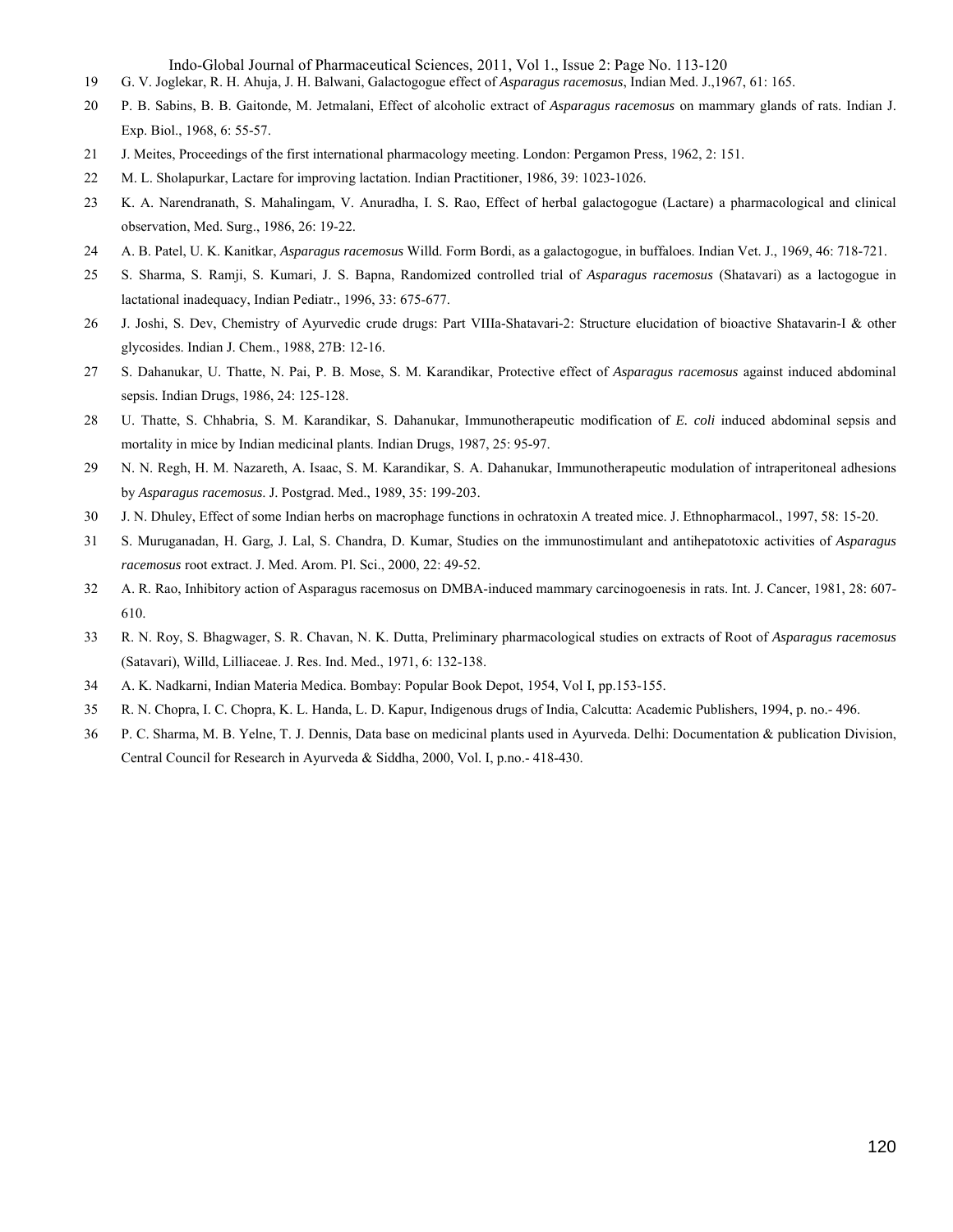19 G. V. Joglekar, R. H. Ahuja, J. H. Balwani, Galactogogue effect of *Asparagus racemosus*, Indian Med. J.,1967, 61: 165.

20 P. B. Sabins, B. B. Gaitonde, M. Jetmalani, Effect of alcoholic extract of *Asparagus racemosus* on mammary glands of rats. Indian J. Exp. Biol., 1968, 6: 55-57.

21 J. Meites, Proceedings of the first international pharmacology meeting. London: Pergamon Press, 1962, 2: 151.

22 M. L. Sholapurkar, Lactare for improving lactation. Indian Practitioner, 1986, 39: 1023-1026.

23 K. A. Narendranath, S. Mahalingam, V. Anuradha, I. S. Rao, Effect of herbal galactogogue (Lactare) a pharmacological and clinical observation, Med. Surg., 1986, 26: 19-22.

24 A. B. Patel, U. K. Kanitkar, *Asparagus racemosus* Willd. Form Bordi, as a galactogogue, in buffaloes. Indian Vet. J., 1969, 46: 718-721.

25 S. Sharma, S. Ramji, S. Kumari, J. S. Bapna, Randomized controlled trial of *Asparagus racemosus* (Shatavari) as a lactogogue in lactational inadequacy, Indian Pediatr., 1996, 33: 675-677.

26 J. Joshi, S. Dev, Chemistry of Ayurvedic crude drugs: Part VIIIa-Shatavari-2: Structure elucidation of bioactive Shatavarin-I & other glycosides. Indian J. Chem., 1988, 27B: 12-16.

27 S. Dahanukar, U. Thatte, N. Pai, P. B. Mose, S. M. Karandikar, Protective effect of *Asparagus racemosus* against induced abdominal sepsis. Indian Drugs, 1986, 24: 125-128.

28 U. Thatte, S. Chhabria, S. M. Karandikar, S. Dahanukar, Immunotherapeutic modification of *E. coli* induced abdominal sepsis and mortality in mice by Indian medicinal plants. Indian Drugs, 1987, 25: 95-97.

29 N. N. Regh, H. M. Nazareth, A. Isaac, S. M. Karandikar, S. A. Dahanukar, Immunotherapeutic modulation of intraperitoneal adhesions by *Asparagus racemosus*. J. Postgrad. Med., 1989, 35: 199-203.

30 J. N. Dhuley, Effect of some Indian herbs on macrophage functions in ochratoxin A treated mice. J. Ethnopharmacol., 1997, 58: 15-20.

31 S. Muruganadan, H. Garg, J. Lal, S. Chandra, D. Kumar, Studies on the immunostimulant and antihepatotoxic activities of *Asparagus racemosus* root extract. J. Med. Arom. Pl. Sci., 2000, 22: 49-52.

32 A. R. Rao, Inhibitory action of Asparagus racemosus on DMBA-induced mammary carcinogoenesis in rats. Int. J. Cancer, 1981, 28: 607-610.

33 R. N. Roy, S. Bhagwager, S. R. Chavan, N. K. Dutta, Preliminary pharmacological studies on extracts of Root of *Asparagus racemosus* (Satavari), Willd, Lilliaceae. J. Res. Ind. Med., 1971, 6: 132-138.

34 A. K. Nadkarni, Indian Materia Medica. Bombay: Popular Book Depot, 1954, Vol I, pp.153-155.

35 R. N. Chopra, I. C. Chopra, K. L. Handa, L. D. Kapur, Indigenous drugs of India, Calcutta: Academic Publishers, 1994, p. no.- 496.

36 P. C. Sharma, M. B. Yelne, T. J. Dennis, Data base on medicinal plants used in Ayurveda. Delhi: Documentation & publication Division, Central Council for Research in Ayurveda & Siddha, 2000, Vol. I, p.no.- 418-430.